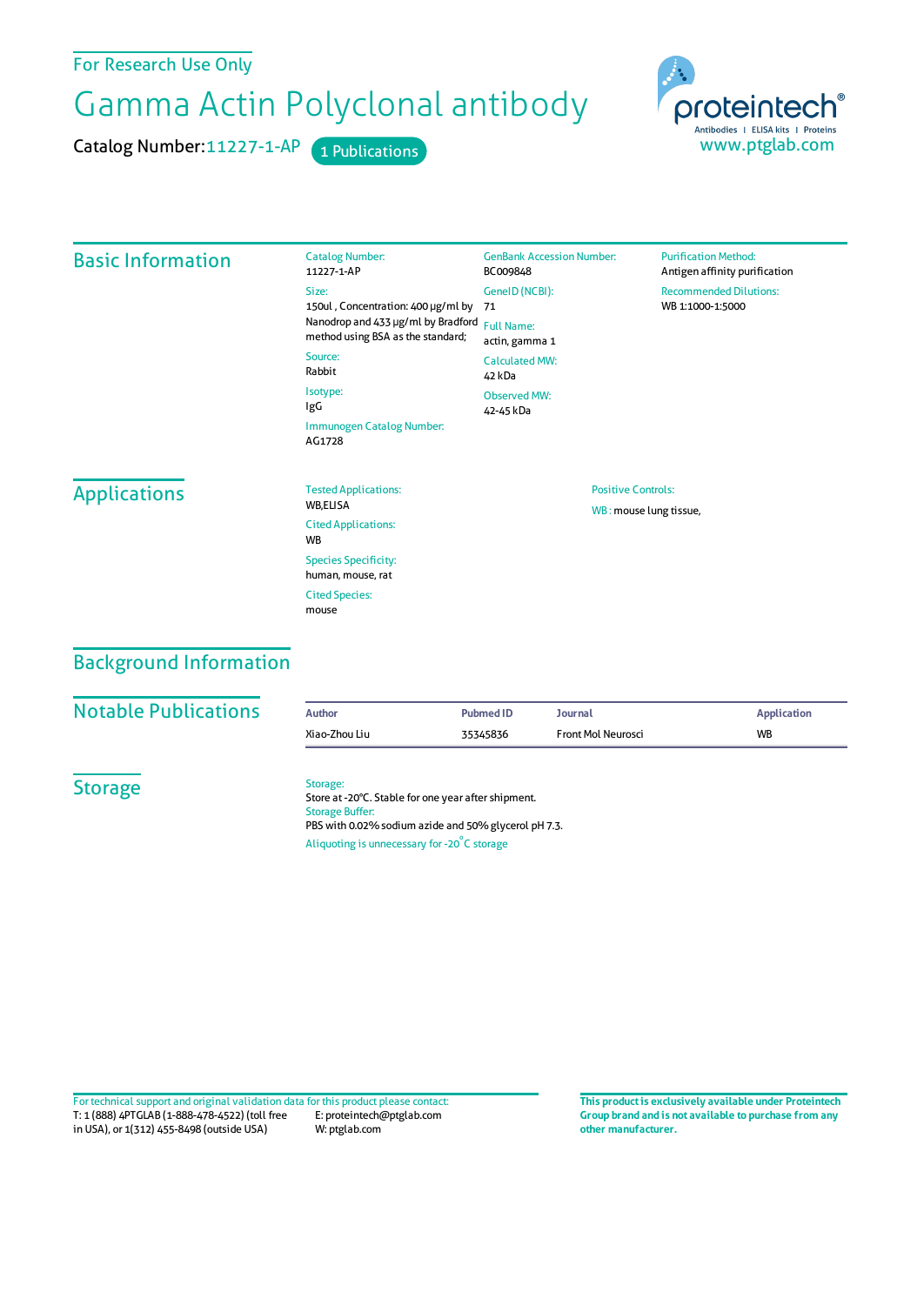For Research Use Only

# Gamma Actin Polyclonal antibody

Catalog Number: 11227-1-AP    1 Publications

proteintech®
Antibodies | ELISA kits | Proteins
www.ptglab.com

## Basic Information

Catalog Number:
11227-1-AP

Size:
150ul , Concentration: 400 μg/ml by Nanodrop and 433 μg/ml by Bradford method using BSA as the standard;

Source:
Rabbit

Isotype:
IgG

Immunogen Catalog Number:
AG1728

GenBank Accession Number:
BC009848

GeneID (NCBI):
71

Full Name:
actin, gamma 1

Calculated MW:
42 kDa

Observed MW:
42-45 kDa

Purification Method:
Antigen affinity purification

Recommended Dilutions:
WB 1:1000-1:5000

## Applications

Tested Applications:
WB,ELISA

Cited Applications:
WB

Species Specificity:
human, mouse, rat

Cited Species:
mouse

Positive Controls:

WB : mouse lung tissue,

## Background Information

## Notable Publications

| Author | Pubmed ID | Journal | Application |
|---|---|---|---|
| Xiao-Zhou Liu | 35345836 | Front Mol Neurosci | WB |

## Storage

Storage:
Store at -20°C. Stable for one year after shipment.

Storage Buffer:
PBS with 0.02% sodium azide and 50% glycerol pH 7.3.

Aliquoting is unnecessary for -20°C storage

For technical support and original validation data for this product please contact:
T: 1 (888) 4PTGLAB (1-888-478-4522) (toll free in USA), or 1(312) 455-8498 (outside USA)
E: proteintech@ptglab.com
W: ptglab.com

**This product is exclusively available under Proteintech Group brand and is not available to purchase from any other manufacturer.**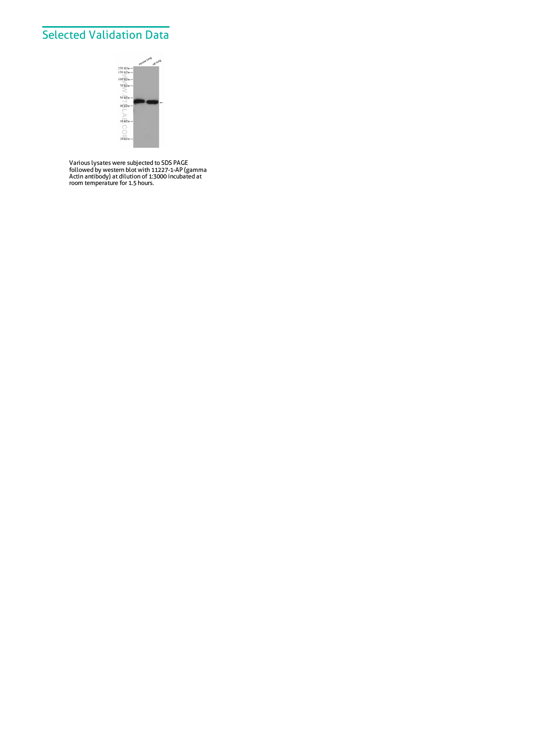## Selected Validation Data

mouse lung
rat lung

250 kDa→
150 kDa→
100 kDa→
70 kDa→
50 kDa→
40 kDa→
30 kDa→
20 kDa→

←

Various lysates were subjected to SDS PAGE followed by western blot with 11227-1-AP (gamma Actin antibody) at dilution of 1:3000 incubated at room temperature for 1.5 hours.